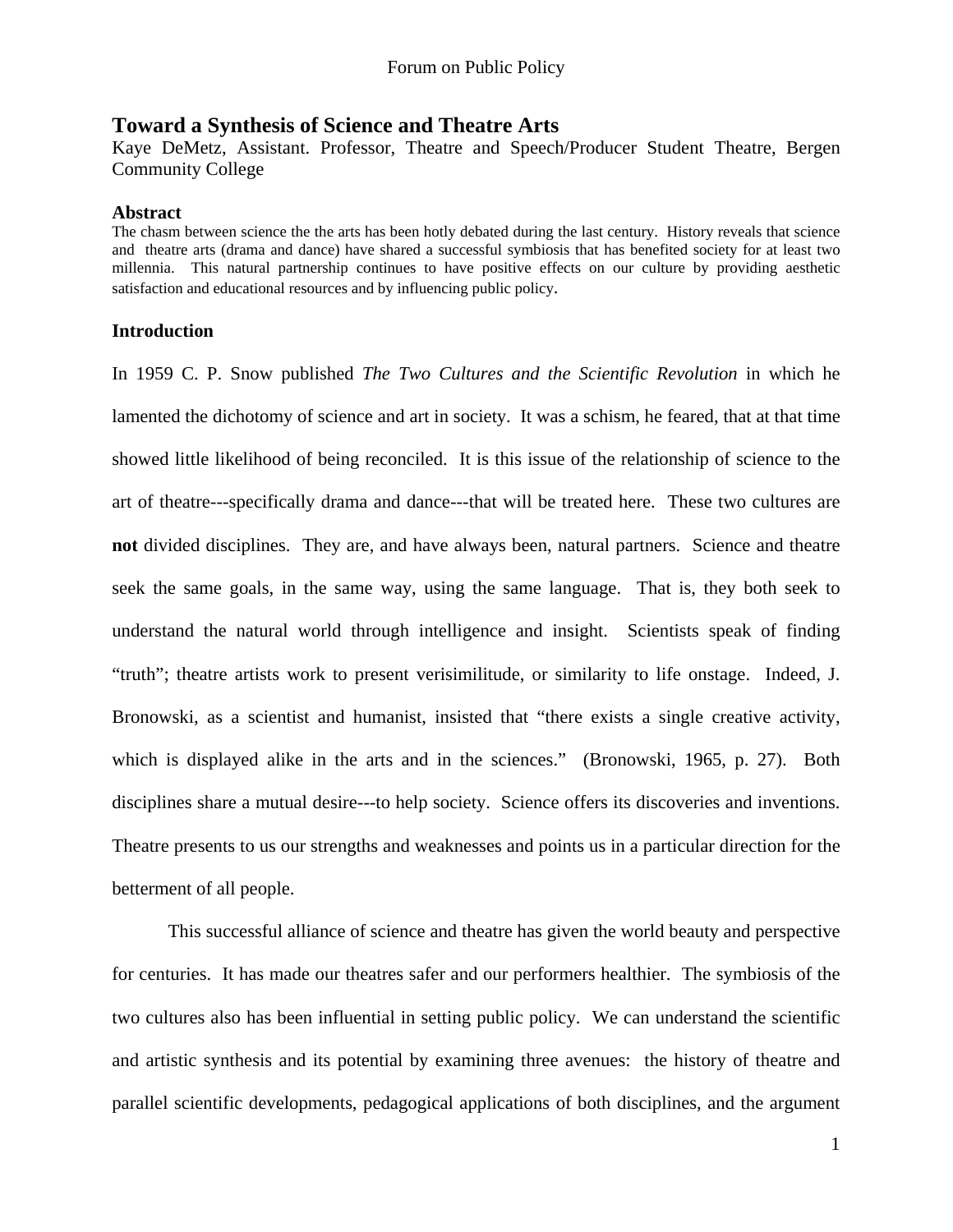# Toward a Synthesis of Science and Theatre Arts

Kaye DeMetz, Assistant. Professor, Theatre and Speech/Producer Student Theatre, Bergen Community College

## Abstract

The chasm between science the the arts has been hotly debated during the last century. History reveals that science and theatre arts (drama and dance) have shared a successful symbiosis that has benefited society for at least two millennia. This natural partnership continues to have positive effects on our culture by providing aesthetic satisfaction and educational resources and by influencing public policy.

## Introduction

In 1959 C. P. Snow published *The Two Cultures and the Scientific Revolution* in which he lamented the dichotomy of science and art in society. It was a schism, he feared, that at that time showed little likelihood of being reconciled. It is this issue of the relationship of science to the art of theatre---specifically drama and dance---that will be treated here. These two cultures are **not** divided disciplines. They are, and have always been, natural partners. Science and theatre seek the same goals, in the same way, using the same language. That is, they both seek to understand the natural world through intelligence and insight. Scientists speak of finding "truth"; theatre artists work to present verisimilitude, or similarity to life onstage. Indeed, J. Bronowski, as a scientist and humanist, insisted that "there exists a single creative activity, which is displayed alike in the arts and in the sciences." (Bronowski, 1965, p. 27). Both disciplines share a mutual desire---to help society. Science offers its discoveries and inventions. Theatre presents to us our strengths and weaknesses and points us in a particular direction for the betterment of all people.

This successful alliance of science and theatre has given the world beauty and perspective for centuries. It has made our theatres safer and our performers healthier. The symbiosis of the two cultures also has been influential in setting public policy. We can understand the scientific and artistic synthesis and its potential by examining three avenues: the history of theatre and parallel scientific developments, pedagogical applications of both disciplines, and the argument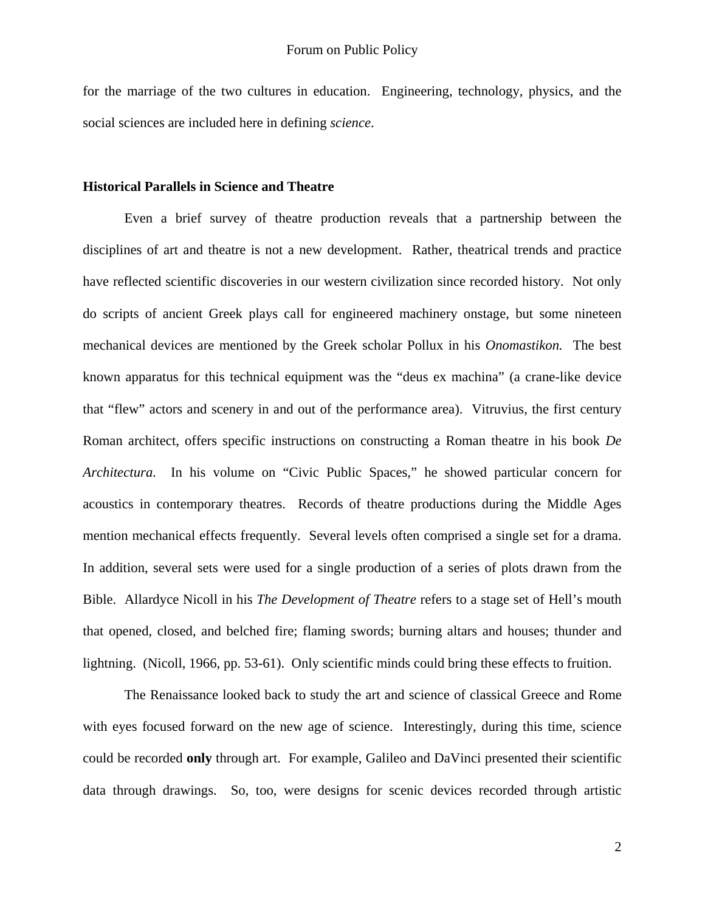for the marriage of the two cultures in education. Engineering, technology, physics, and the social sciences are included here in defining *science*.

## Historical Parallels in Science and Theatre

Even a brief survey of theatre production reveals that a partnership between the disciplines of art and theatre is not a new development. Rather, theatrical trends and practice have reflected scientific discoveries in our western civilization since recorded history. Not only do scripts of ancient Greek plays call for engineered machinery onstage, but some nineteen mechanical devices are mentioned by the Greek scholar Pollux in his *Onomastikon.* The best known apparatus for this technical equipment was the "deus ex machina" (a crane-like device that "flew" actors and scenery in and out of the performance area). Vitruvius, the first century Roman architect, offers specific instructions on constructing a Roman theatre in his book *De Architectura.* In his volume on "Civic Public Spaces," he showed particular concern for acoustics in contemporary theatres. Records of theatre productions during the Middle Ages mention mechanical effects frequently. Several levels often comprised a single set for a drama. In addition, several sets were used for a single production of a series of plots drawn from the Bible. Allardyce Nicoll in his *The Development of Theatre* refers to a stage set of Hell's mouth that opened, closed, and belched fire; flaming swords; burning altars and houses; thunder and lightning. (Nicoll, 1966, pp. 53-61). Only scientific minds could bring these effects to fruition.

The Renaissance looked back to study the art and science of classical Greece and Rome with eyes focused forward on the new age of science. Interestingly, during this time, science could be recorded **only** through art. For example, Galileo and DaVinci presented their scientific data through drawings. So, too, were designs for scenic devices recorded through artistic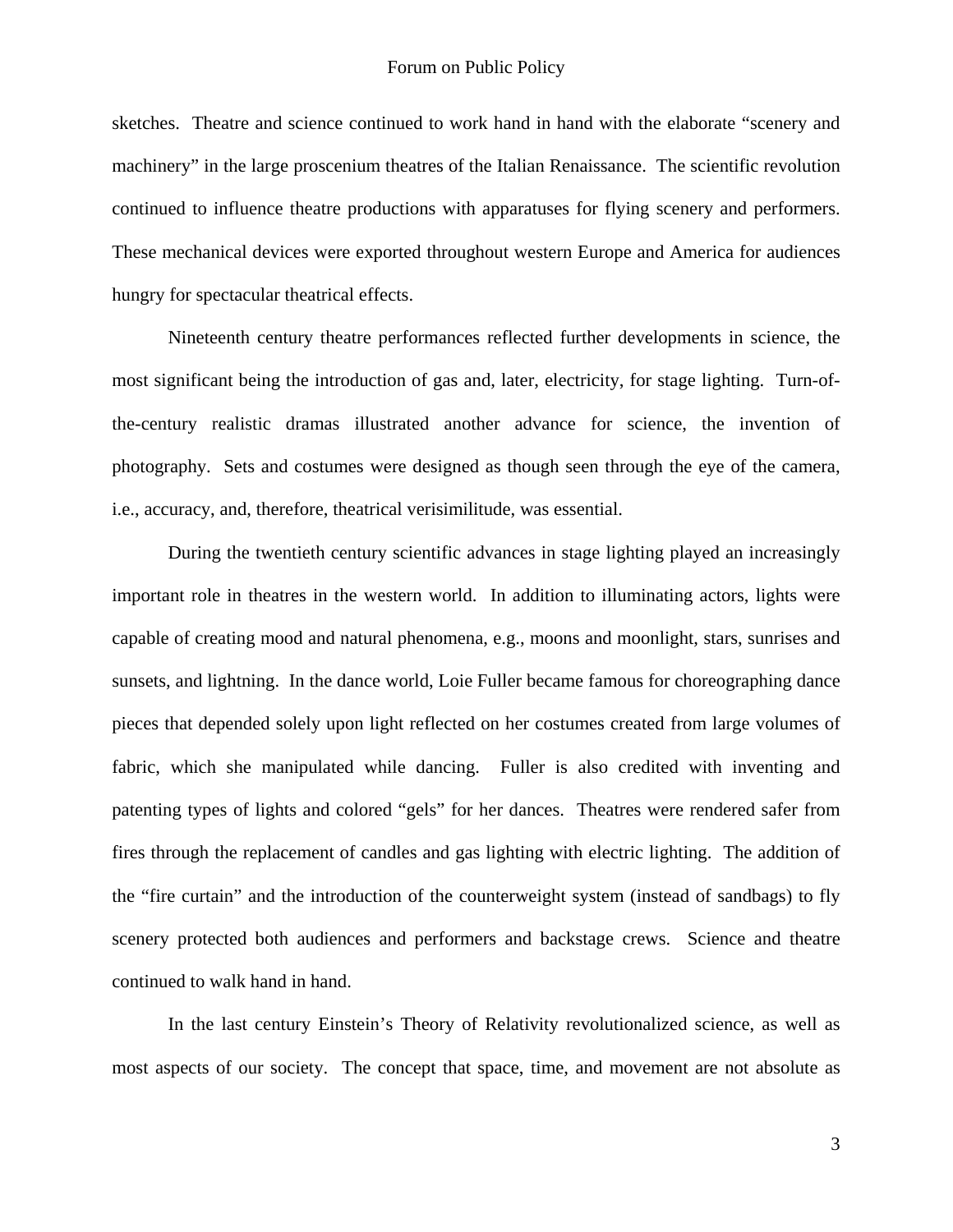sketches. Theatre and science continued to work hand in hand with the elaborate "scenery and machinery" in the large proscenium theatres of the Italian Renaissance. The scientific revolution continued to influence theatre productions with apparatuses for flying scenery and performers. These mechanical devices were exported throughout western Europe and America for audiences hungry for spectacular theatrical effects.

Nineteenth century theatre performances reflected further developments in science, the most significant being the introduction of gas and, later, electricity, for stage lighting. Turn-of-the-century realistic dramas illustrated another advance for science, the invention of photography. Sets and costumes were designed as though seen through the eye of the camera, i.e., accuracy, and, therefore, theatrical verisimilitude, was essential.

During the twentieth century scientific advances in stage lighting played an increasingly important role in theatres in the western world. In addition to illuminating actors, lights were capable of creating mood and natural phenomena, e.g., moons and moonlight, stars, sunrises and sunsets, and lightning. In the dance world, Loie Fuller became famous for choreographing dance pieces that depended solely upon light reflected on her costumes created from large volumes of fabric, which she manipulated while dancing. Fuller is also credited with inventing and patenting types of lights and colored "gels" for her dances. Theatres were rendered safer from fires through the replacement of candles and gas lighting with electric lighting. The addition of the "fire curtain" and the introduction of the counterweight system (instead of sandbags) to fly scenery protected both audiences and performers and backstage crews. Science and theatre continued to walk hand in hand.

In the last century Einstein's Theory of Relativity revolutionalized science, as well as most aspects of our society. The concept that space, time, and movement are not absolute as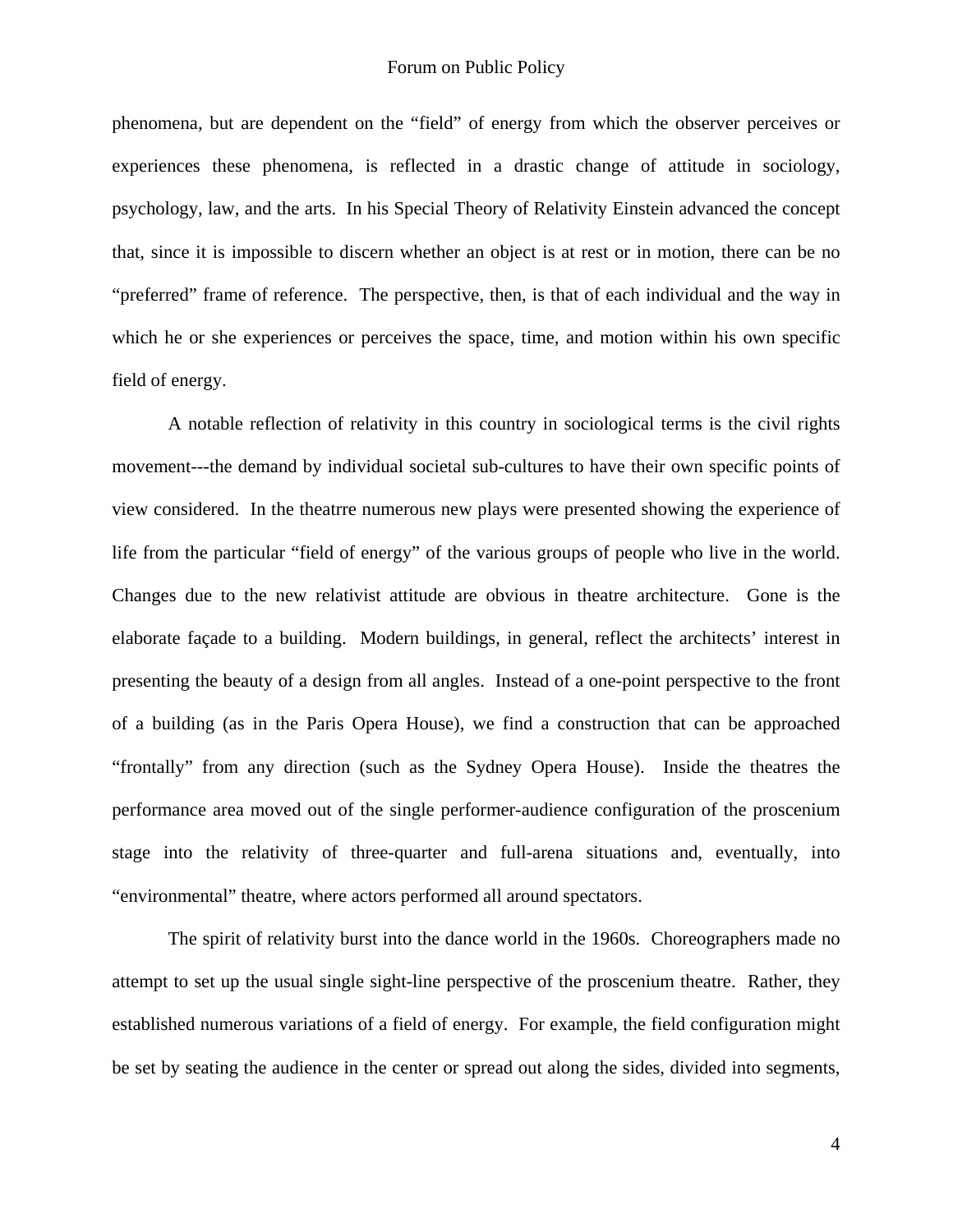phenomena, but are dependent on the "field" of energy from which the observer perceives or experiences these phenomena, is reflected in a drastic change of attitude in sociology, psychology, law, and the arts. In his Special Theory of Relativity Einstein advanced the concept that, since it is impossible to discern whether an object is at rest or in motion, there can be no "preferred" frame of reference. The perspective, then, is that of each individual and the way in which he or she experiences or perceives the space, time, and motion within his own specific field of energy.

A notable reflection of relativity in this country in sociological terms is the civil rights movement---the demand by individual societal sub-cultures to have their own specific points of view considered. In the theatrre numerous new plays were presented showing the experience of life from the particular "field of energy" of the various groups of people who live in the world. Changes due to the new relativist attitude are obvious in theatre architecture. Gone is the elaborate façade to a building. Modern buildings, in general, reflect the architects' interest in presenting the beauty of a design from all angles. Instead of a one-point perspective to the front of a building (as in the Paris Opera House), we find a construction that can be approached "frontally" from any direction (such as the Sydney Opera House). Inside the theatres the performance area moved out of the single performer-audience configuration of the proscenium stage into the relativity of three-quarter and full-arena situations and, eventually, into "environmental" theatre, where actors performed all around spectators.

The spirit of relativity burst into the dance world in the 1960s. Choreographers made no attempt to set up the usual single sight-line perspective of the proscenium theatre. Rather, they established numerous variations of a field of energy. For example, the field configuration might be set by seating the audience in the center or spread out along the sides, divided into segments,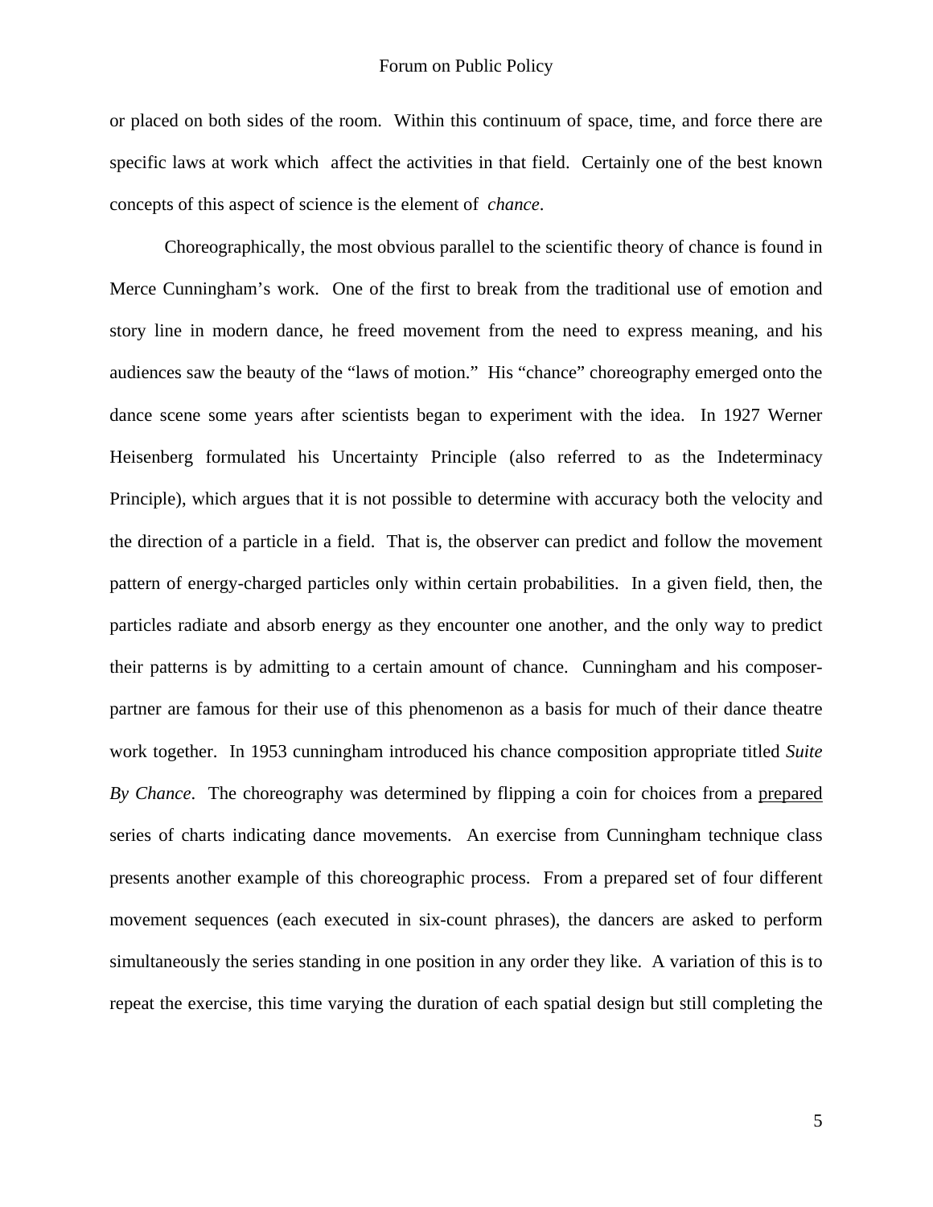or placed on both sides of the room. Within this continuum of space, time, and force there are specific laws at work which affect the activities in that field. Certainly one of the best known concepts of this aspect of science is the element of *chance*.

Choreographically, the most obvious parallel to the scientific theory of chance is found in Merce Cunningham's work. One of the first to break from the traditional use of emotion and story line in modern dance, he freed movement from the need to express meaning, and his audiences saw the beauty of the "laws of motion." His "chance" choreography emerged onto the dance scene some years after scientists began to experiment with the idea. In 1927 Werner Heisenberg formulated his Uncertainty Principle (also referred to as the Indeterminacy Principle), which argues that it is not possible to determine with accuracy both the velocity and the direction of a particle in a field. That is, the observer can predict and follow the movement pattern of energy-charged particles only within certain probabilities. In a given field, then, the particles radiate and absorb energy as they encounter one another, and the only way to predict their patterns is by admitting to a certain amount of chance. Cunningham and his composer-partner are famous for their use of this phenomenon as a basis for much of their dance theatre work together. In 1953 cunningham introduced his chance composition appropriate titled *Suite By Chance*. The choreography was determined by flipping a coin for choices from a <u>prepared</u> series of charts indicating dance movements. An exercise from Cunningham technique class presents another example of this choreographic process. From a prepared set of four different movement sequences (each executed in six-count phrases), the dancers are asked to perform simultaneously the series standing in one position in any order they like. A variation of this is to repeat the exercise, this time varying the duration of each spatial design but still completing the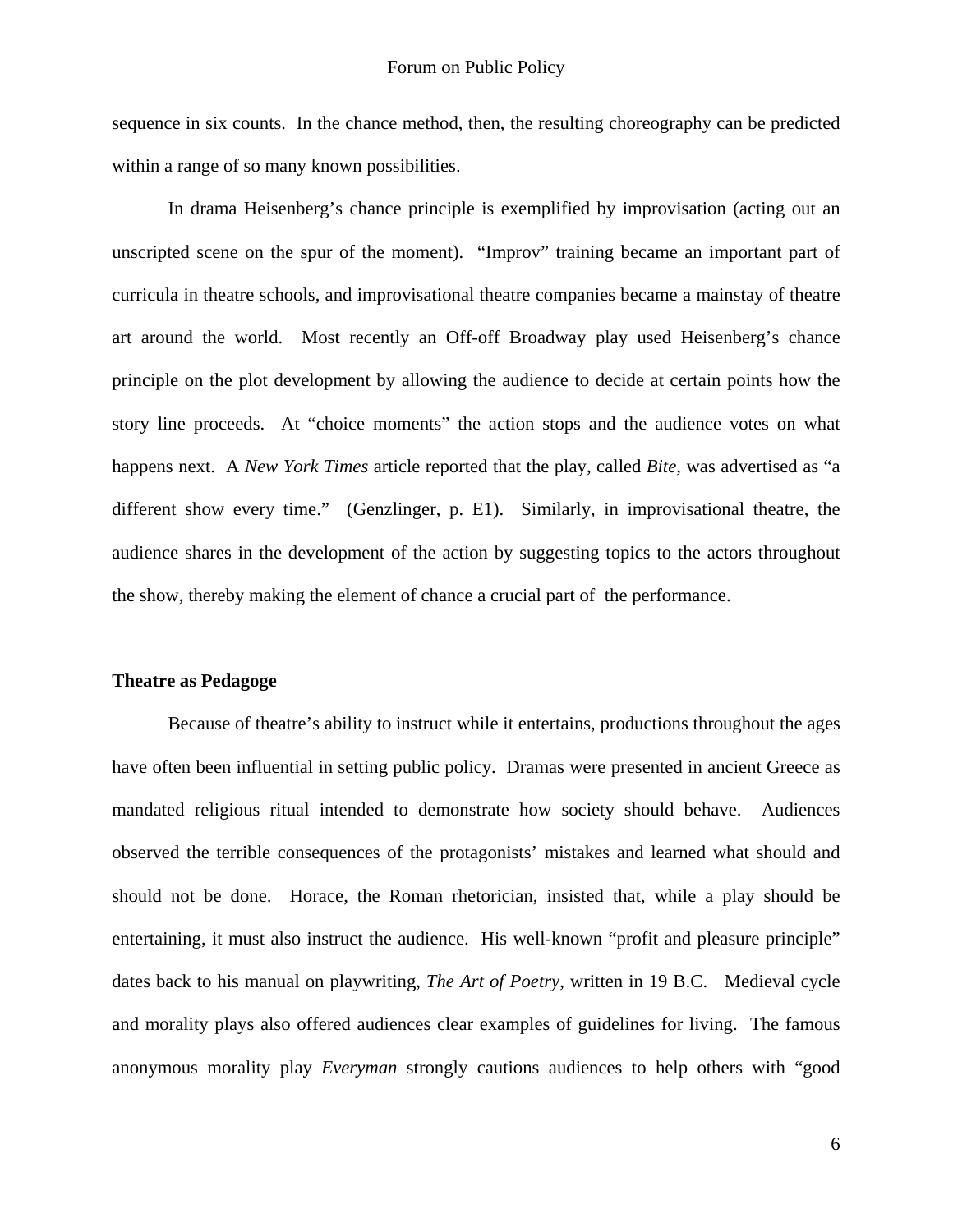sequence in six counts.  In the chance method, then, the resulting choreography can be predicted within a range of so many known possibilities.

In drama Heisenberg's chance principle is exemplified by improvisation (acting out an unscripted scene on the spur of the moment).  "Improv" training became an important part of curricula in theatre schools, and improvisational theatre companies became a mainstay of theatre art around the world.  Most recently an Off-off Broadway play used Heisenberg's chance principle on the plot development by allowing the audience to decide at certain points how the story line proceeds.  At "choice moments" the action stops and the audience votes on what happens next.  A *New York Times* article reported that the play, called *Bite*, was advertised as "a different show every time."  (Genzlinger, p. E1).  Similarly, in improvisational theatre, the audience shares in the development of the action by suggesting topics to the actors throughout the show, thereby making the element of chance a crucial part of  the performance.

**Theatre as Pedagoge**

Because of theatre's ability to instruct while it entertains, productions throughout the ages have often been influential in setting public policy.  Dramas were presented in ancient Greece as mandated religious ritual intended to demonstrate how society should behave.  Audiences observed the terrible consequences of the protagonists' mistakes and learned what should and should not be done.  Horace, the Roman rhetorician, insisted that, while a play should be entertaining, it must also instruct the audience.  His well-known "profit and pleasure principle" dates back to his manual on playwriting, *The Art of Poetry*, written in 19 B.C.   Medieval cycle and morality plays also offered audiences clear examples of guidelines for living.  The famous anonymous morality play *Everyman* strongly cautions audiences to help others with "good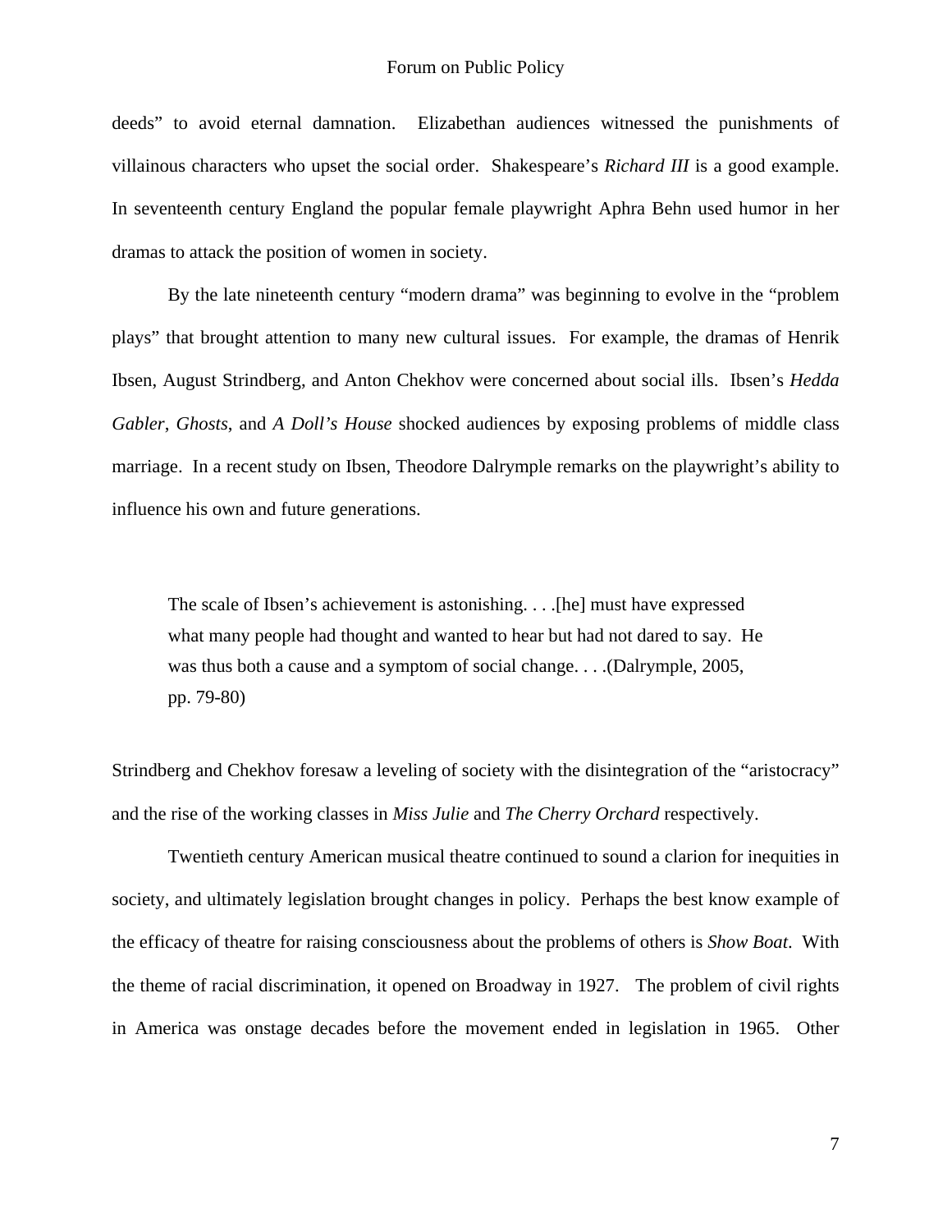deeds" to avoid eternal damnation. Elizabethan audiences witnessed the punishments of villainous characters who upset the social order. Shakespeare's *Richard III* is a good example. In seventeenth century England the popular female playwright Aphra Behn used humor in her dramas to attack the position of women in society.

By the late nineteenth century "modern drama" was beginning to evolve in the "problem plays" that brought attention to many new cultural issues. For example, the dramas of Henrik Ibsen, August Strindberg, and Anton Chekhov were concerned about social ills. Ibsen's *Hedda Gabler*, *Ghosts*, and *A Doll's House* shocked audiences by exposing problems of middle class marriage. In a recent study on Ibsen, Theodore Dalrymple remarks on the playwright's ability to influence his own and future generations.

> The scale of Ibsen's achievement is astonishing. . . .[he] must have expressed what many people had thought and wanted to hear but had not dared to say. He was thus both a cause and a symptom of social change. . . .(Dalrymple, 2005, pp. 79-80)

Strindberg and Chekhov foresaw a leveling of society with the disintegration of the "aristocracy" and the rise of the working classes in *Miss Julie* and *The Cherry Orchard* respectively.

Twentieth century American musical theatre continued to sound a clarion for inequities in society, and ultimately legislation brought changes in policy. Perhaps the best know example of the efficacy of theatre for raising consciousness about the problems of others is *Show Boat*. With the theme of racial discrimination, it opened on Broadway in 1927. The problem of civil rights in America was onstage decades before the movement ended in legislation in 1965. Other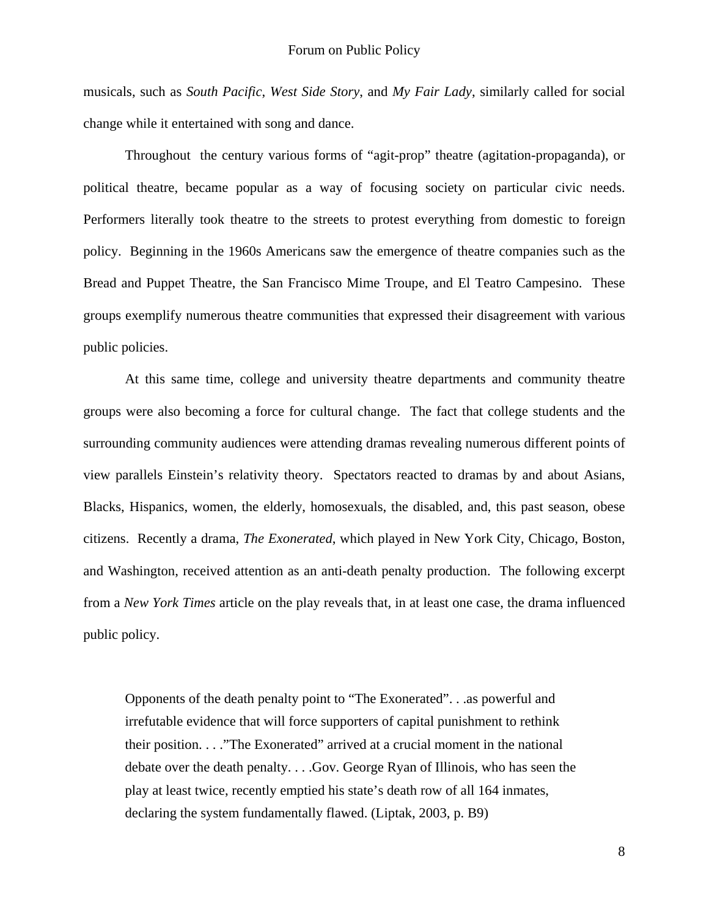musicals, such as *South Pacific*, *West Side Story*, and *My Fair Lady*, similarly called for social change while it entertained with song and dance.

Throughout the century various forms of "agit-prop" theatre (agitation-propaganda), or political theatre, became popular as a way of focusing society on particular civic needs. Performers literally took theatre to the streets to protest everything from domestic to foreign policy. Beginning in the 1960s Americans saw the emergence of theatre companies such as the Bread and Puppet Theatre, the San Francisco Mime Troupe, and El Teatro Campesino. These groups exemplify numerous theatre communities that expressed their disagreement with various public policies.

At this same time, college and university theatre departments and community theatre groups were also becoming a force for cultural change. The fact that college students and the surrounding community audiences were attending dramas revealing numerous different points of view parallels Einstein's relativity theory. Spectators reacted to dramas by and about Asians, Blacks, Hispanics, women, the elderly, homosexuals, the disabled, and, this past season, obese citizens. Recently a drama, *The Exonerated,* which played in New York City, Chicago, Boston, and Washington, received attention as an anti-death penalty production. The following excerpt from a *New York Times* article on the play reveals that, in at least one case, the drama influenced public policy.

> Opponents of the death penalty point to "The Exonerated". . .as powerful and irrefutable evidence that will force supporters of capital punishment to rethink their position. . . ."The Exonerated" arrived at a crucial moment in the national debate over the death penalty. . . .Gov. George Ryan of Illinois, who has seen the play at least twice, recently emptied his state's death row of all 164 inmates, declaring the system fundamentally flawed. (Liptak, 2003, p. B9)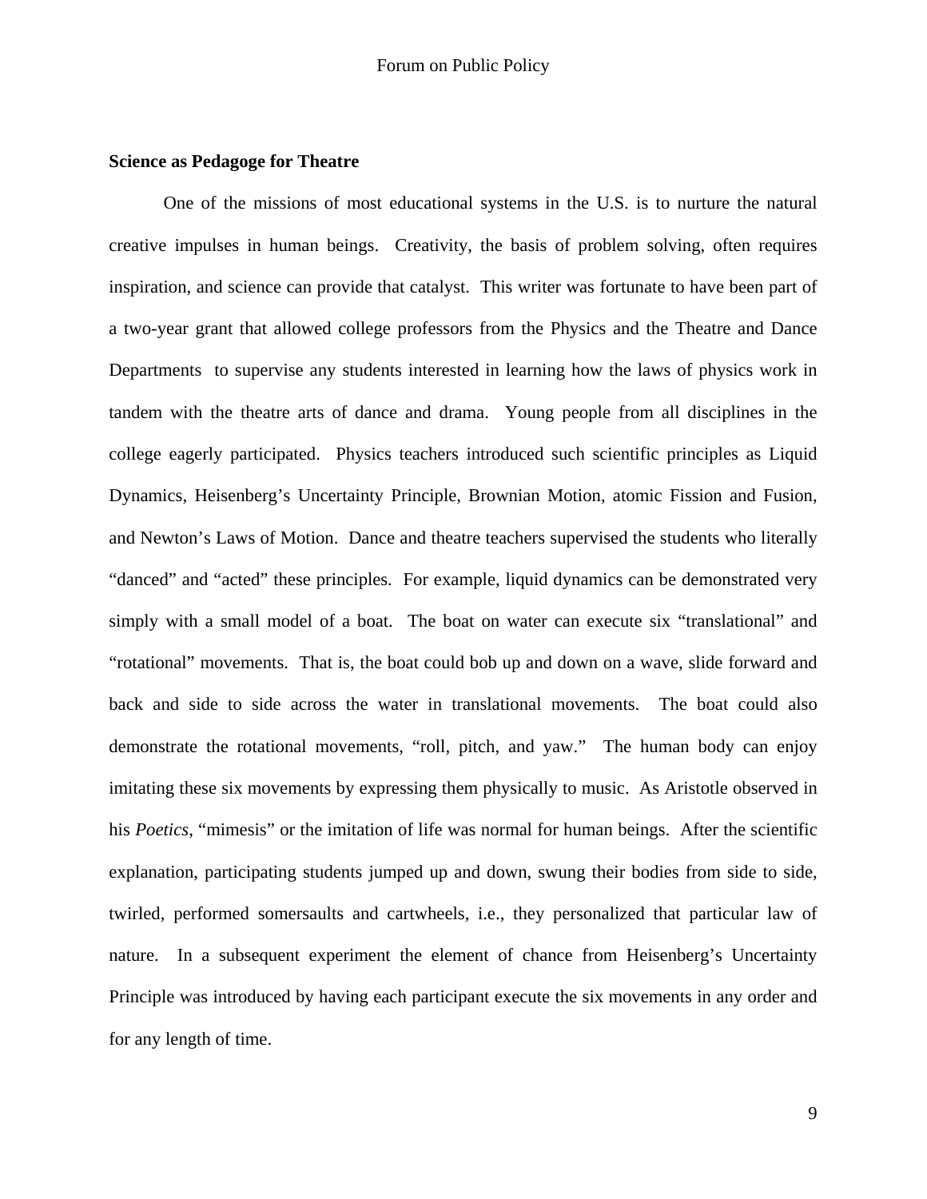**Science as Pedagoge for Theatre**

One of the missions of most educational systems in the U.S. is to nurture the natural creative impulses in human beings. Creativity, the basis of problem solving, often requires inspiration, and science can provide that catalyst. This writer was fortunate to have been part of a two-year grant that allowed college professors from the Physics and the Theatre and Dance Departments to supervise any students interested in learning how the laws of physics work in tandem with the theatre arts of dance and drama. Young people from all disciplines in the college eagerly participated. Physics teachers introduced such scientific principles as Liquid Dynamics, Heisenberg's Uncertainty Principle, Brownian Motion, atomic Fission and Fusion, and Newton's Laws of Motion. Dance and theatre teachers supervised the students who literally "danced" and "acted" these principles. For example, liquid dynamics can be demonstrated very simply with a small model of a boat. The boat on water can execute six "translational" and "rotational" movements. That is, the boat could bob up and down on a wave, slide forward and back and side to side across the water in translational movements. The boat could also demonstrate the rotational movements, "roll, pitch, and yaw." The human body can enjoy imitating these six movements by expressing them physically to music. As Aristotle observed in his *Poetics*, "mimesis" or the imitation of life was normal for human beings. After the scientific explanation, participating students jumped up and down, swung their bodies from side to side, twirled, performed somersaults and cartwheels, i.e., they personalized that particular law of nature. In a subsequent experiment the element of chance from Heisenberg's Uncertainty Principle was introduced by having each participant execute the six movements in any order and for any length of time.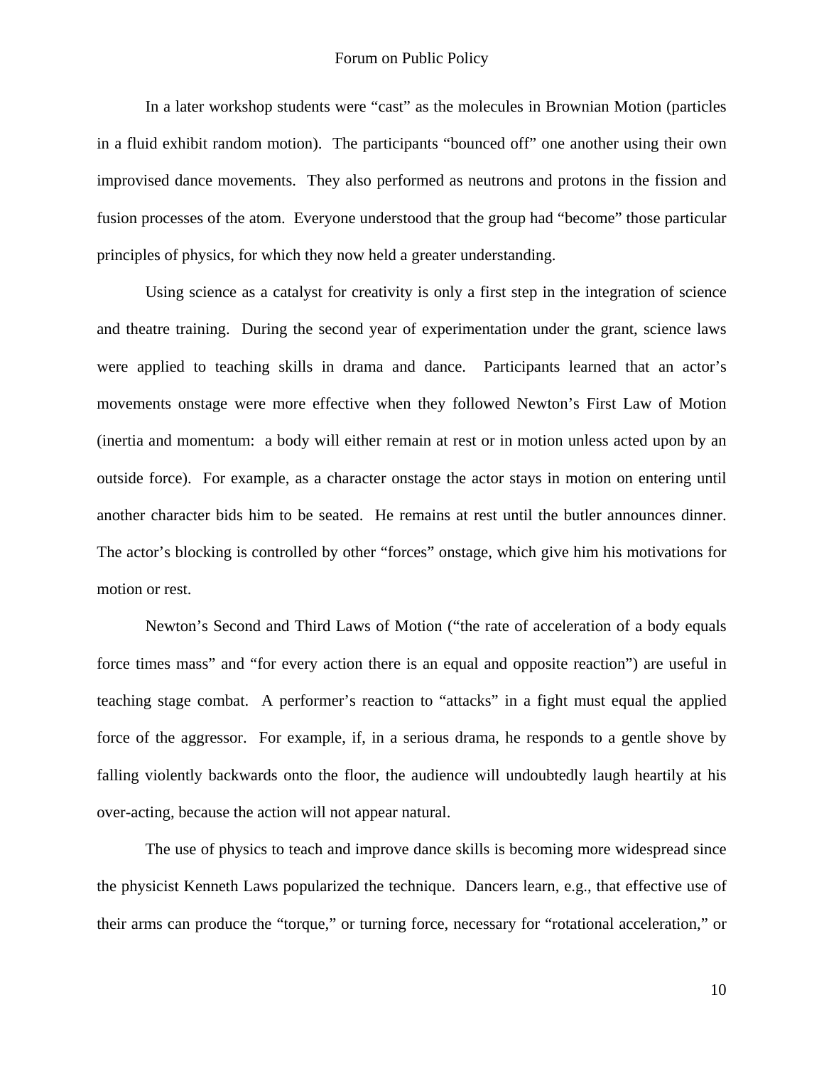In a later workshop students were "cast" as the molecules in Brownian Motion (particles in a fluid exhibit random motion). The participants "bounced off" one another using their own improvised dance movements. They also performed as neutrons and protons in the fission and fusion processes of the atom. Everyone understood that the group had "become" those particular principles of physics, for which they now held a greater understanding.

Using science as a catalyst for creativity is only a first step in the integration of science and theatre training. During the second year of experimentation under the grant, science laws were applied to teaching skills in drama and dance. Participants learned that an actor's movements onstage were more effective when they followed Newton's First Law of Motion (inertia and momentum: a body will either remain at rest or in motion unless acted upon by an outside force). For example, as a character onstage the actor stays in motion on entering until another character bids him to be seated. He remains at rest until the butler announces dinner. The actor's blocking is controlled by other "forces" onstage, which give him his motivations for motion or rest.

Newton's Second and Third Laws of Motion ("the rate of acceleration of a body equals force times mass" and "for every action there is an equal and opposite reaction") are useful in teaching stage combat. A performer's reaction to "attacks" in a fight must equal the applied force of the aggressor. For example, if, in a serious drama, he responds to a gentle shove by falling violently backwards onto the floor, the audience will undoubtedly laugh heartily at his over-acting, because the action will not appear natural.

The use of physics to teach and improve dance skills is becoming more widespread since the physicist Kenneth Laws popularized the technique. Dancers learn, e.g., that effective use of their arms can produce the "torque," or turning force, necessary for "rotational acceleration," or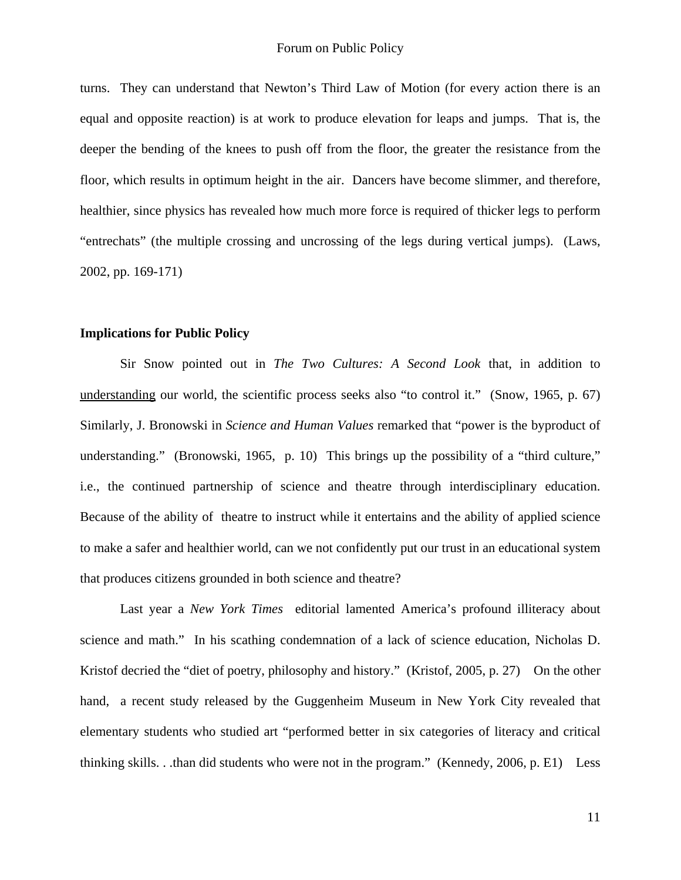turns. They can understand that Newton's Third Law of Motion (for every action there is an equal and opposite reaction) is at work to produce elevation for leaps and jumps. That is, the deeper the bending of the knees to push off from the floor, the greater the resistance from the floor, which results in optimum height in the air. Dancers have become slimmer, and therefore, healthier, since physics has revealed how much more force is required of thicker legs to perform "entrechats" (the multiple crossing and uncrossing of the legs during vertical jumps). (Laws, 2002, pp. 169-171)

## Implications for Public Policy

Sir Snow pointed out in *The Two Cultures: A Second Look* that, in addition to <u>understanding</u> our world, the scientific process seeks also "to control it." (Snow, 1965, p. 67) Similarly, J. Bronowski in *Science and Human Values* remarked that "power is the byproduct of understanding." (Bronowski, 1965, p. 10) This brings up the possibility of a "third culture," i.e., the continued partnership of science and theatre through interdisciplinary education. Because of the ability of theatre to instruct while it entertains and the ability of applied science to make a safer and healthier world, can we not confidently put our trust in an educational system that produces citizens grounded in both science and theatre?

Last year a *New York Times* editorial lamented America's profound illiteracy about science and math." In his scathing condemnation of a lack of science education, Nicholas D. Kristof decried the "diet of poetry, philosophy and history." (Kristof, 2005, p. 27) On the other hand, a recent study released by the Guggenheim Museum in New York City revealed that elementary students who studied art "performed better in six categories of literacy and critical thinking skills. . .than did students who were not in the program." (Kennedy, 2006, p. E1) Less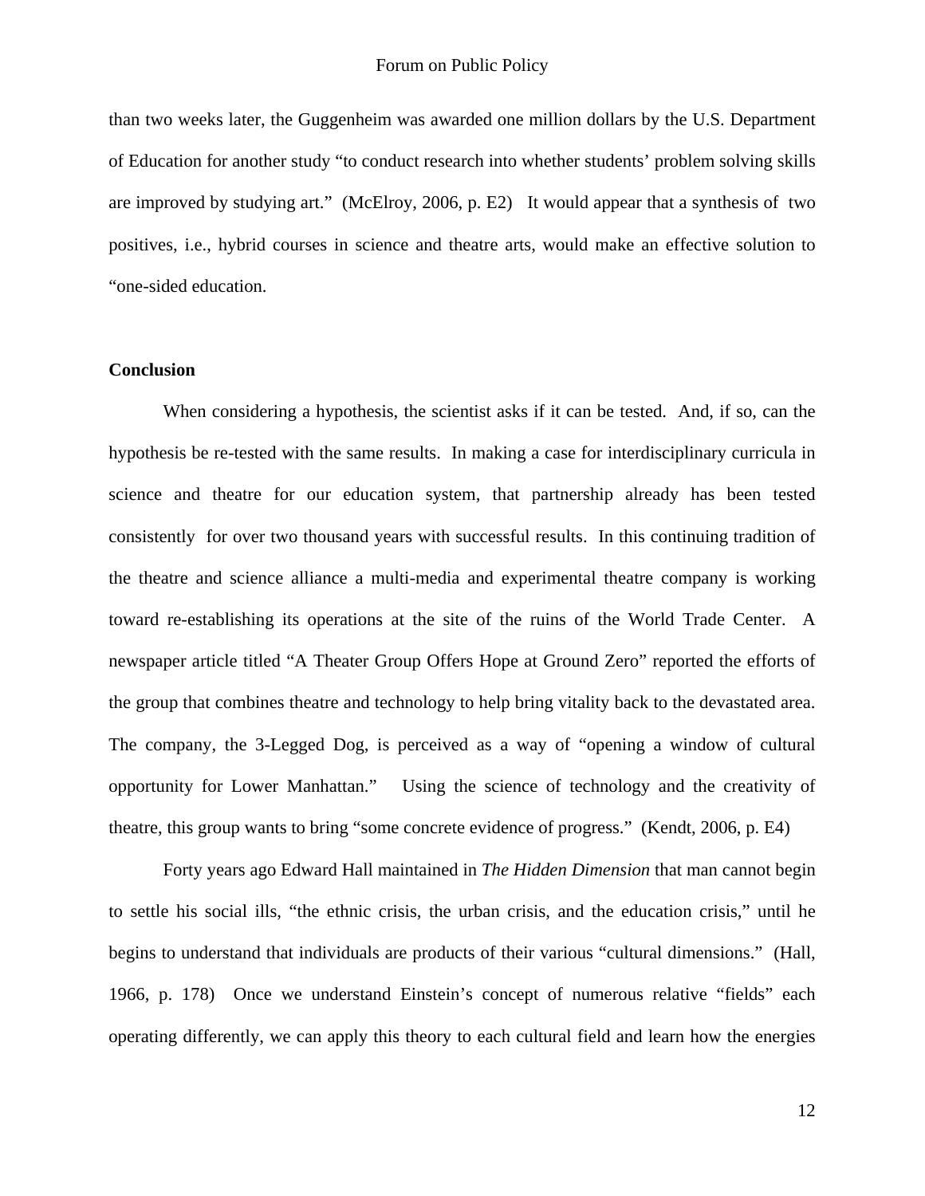than two weeks later, the Guggenheim was awarded one million dollars by the U.S. Department of Education for another study "to conduct research into whether students' problem solving skills are improved by studying art." (McElroy, 2006, p. E2) It would appear that a synthesis of two positives, i.e., hybrid courses in science and theatre arts, would make an effective solution to "one-sided education.

**Conclusion**

When considering a hypothesis, the scientist asks if it can be tested. And, if so, can the hypothesis be re-tested with the same results. In making a case for interdisciplinary curricula in science and theatre for our education system, that partnership already has been tested consistently for over two thousand years with successful results. In this continuing tradition of the theatre and science alliance a multi-media and experimental theatre company is working toward re-establishing its operations at the site of the ruins of the World Trade Center. A newspaper article titled "A Theater Group Offers Hope at Ground Zero" reported the efforts of the group that combines theatre and technology to help bring vitality back to the devastated area. The company, the 3-Legged Dog, is perceived as a way of "opening a window of cultural opportunity for Lower Manhattan." Using the science of technology and the creativity of theatre, this group wants to bring "some concrete evidence of progress." (Kendt, 2006, p. E4)

Forty years ago Edward Hall maintained in *The Hidden Dimension* that man cannot begin to settle his social ills, "the ethnic crisis, the urban crisis, and the education crisis," until he begins to understand that individuals are products of their various "cultural dimensions." (Hall, 1966, p. 178) Once we understand Einstein's concept of numerous relative "fields" each operating differently, we can apply this theory to each cultural field and learn how the energies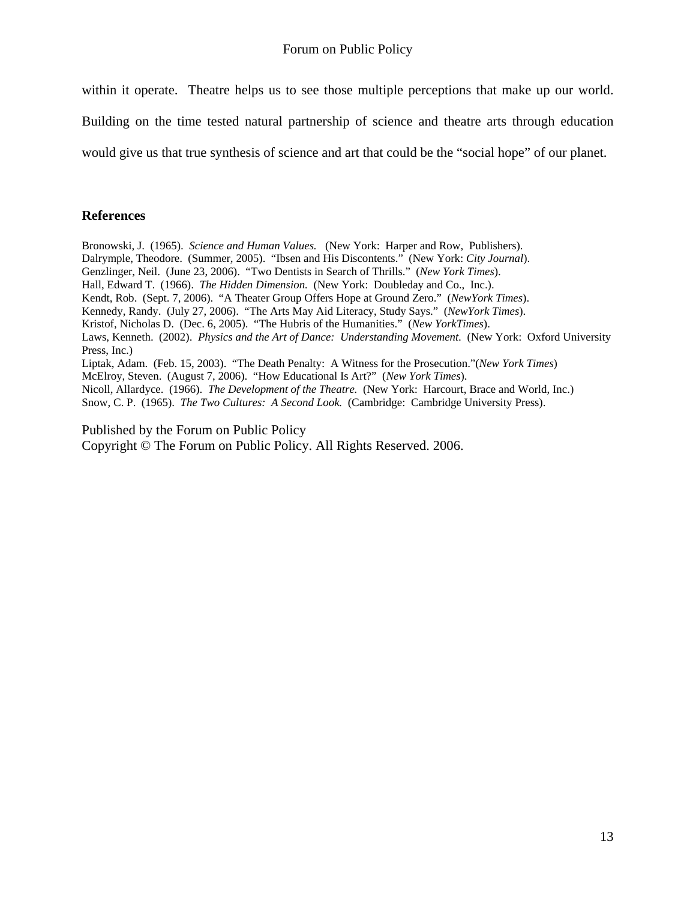within it operate. Theatre helps us to see those multiple perceptions that make up our world. Building on the time tested natural partnership of science and theatre arts through education would give us that true synthesis of science and art that could be the "social hope" of our planet.

### References

Bronowski, J. (1965). *Science and Human Values.* (New York: Harper and Row, Publishers).
Dalrymple, Theodore. (Summer, 2005). "Ibsen and His Discontents." (New York: *City Journal*).
Genzlinger, Neil. (June 23, 2006). "Two Dentists in Search of Thrills." (*New York Times*).
Hall, Edward T. (1966). *The Hidden Dimension.* (New York: Doubleday and Co., Inc.).
Kendt, Rob. (Sept. 7, 2006). "A Theater Group Offers Hope at Ground Zero." (*NewYork Times*).
Kennedy, Randy. (July 27, 2006). "The Arts May Aid Literacy, Study Says." (*NewYork Times*).
Kristof, Nicholas D. (Dec. 6, 2005). "The Hubris of the Humanities." (*New YorkTimes*).
Laws, Kenneth. (2002). *Physics and the Art of Dance: Understanding Movement.* (New York: Oxford University Press, Inc.)
Liptak, Adam. (Feb. 15, 2003). "The Death Penalty: A Witness for the Prosecution."(*New York Times*)
McElroy, Steven. (August 7, 2006). "How Educational Is Art?" (*New York Times*).
Nicoll, Allardyce. (1966). *The Development of the Theatre.* (New York: Harcourt, Brace and World, Inc.)
Snow, C. P. (1965). *The Two Cultures: A Second Look.* (Cambridge: Cambridge University Press).

Published by the Forum on Public Policy
Copyright © The Forum on Public Policy. All Rights Reserved. 2006.